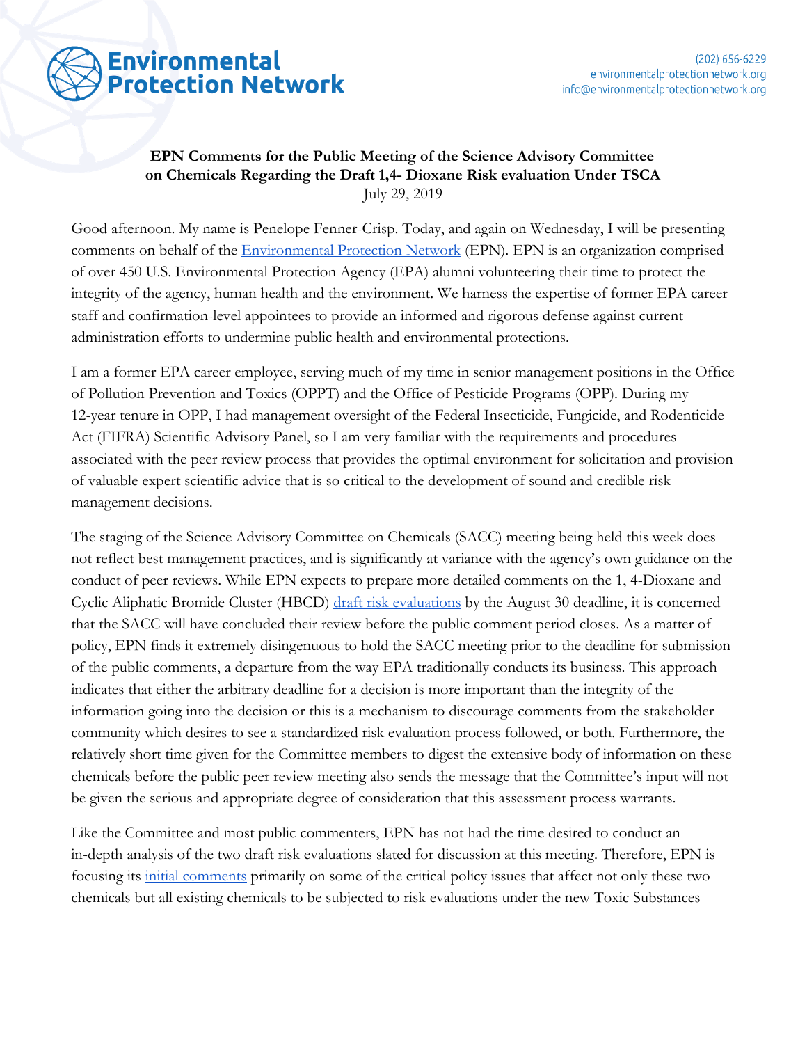Environmental Protection Network

(202) 656-6229
environmentalprotectionnetwork.org
info@environmentalprotectionnetwork.org

**EPN Comments for the Public Meeting of the Science Advisory Committee on Chemicals Regarding the Draft 1,4- Dioxane Risk evaluation Under TSCA**
July 29, 2019

Good afternoon. My name is Penelope Fenner-Crisp. Today, and again on Wednesday, I will be presenting comments on behalf of the Environmental Protection Network (EPN). EPN is an organization comprised of over 450 U.S. Environmental Protection Agency (EPA) alumni volunteering their time to protect the integrity of the agency, human health and the environment. We harness the expertise of former EPA career staff and confirmation-level appointees to provide an informed and rigorous defense against current administration efforts to undermine public health and environmental protections.

I am a former EPA career employee, serving much of my time in senior management positions in the Office of Pollution Prevention and Toxics (OPPT) and the Office of Pesticide Programs (OPP). During my 12-year tenure in OPP, I had management oversight of the Federal Insecticide, Fungicide, and Rodenticide Act (FIFRA) Scientific Advisory Panel, so I am very familiar with the requirements and procedures associated with the peer review process that provides the optimal environment for solicitation and provision of valuable expert scientific advice that is so critical to the development of sound and credible risk management decisions.

The staging of the Science Advisory Committee on Chemicals (SACC) meeting being held this week does not reflect best management practices, and is significantly at variance with the agency's own guidance on the conduct of peer reviews. While EPN expects to prepare more detailed comments on the 1, 4-Dioxane and Cyclic Aliphatic Bromide Cluster (HBCD) draft risk evaluations by the August 30 deadline, it is concerned that the SACC will have concluded their review before the public comment period closes. As a matter of policy, EPN finds it extremely disingenuous to hold the SACC meeting prior to the deadline for submission of the public comments, a departure from the way EPA traditionally conducts its business. This approach indicates that either the arbitrary deadline for a decision is more important than the integrity of the information going into the decision or this is a mechanism to discourage comments from the stakeholder community which desires to see a standardized risk evaluation process followed, or both. Furthermore, the relatively short time given for the Committee members to digest the extensive body of information on these chemicals before the public peer review meeting also sends the message that the Committee's input will not be given the serious and appropriate degree of consideration that this assessment process warrants.

Like the Committee and most public commenters, EPN has not had the time desired to conduct an in-depth analysis of the two draft risk evaluations slated for discussion at this meeting. Therefore, EPN is focusing its initial comments primarily on some of the critical policy issues that affect not only these two chemicals but all existing chemicals to be subjected to risk evaluations under the new Toxic Substances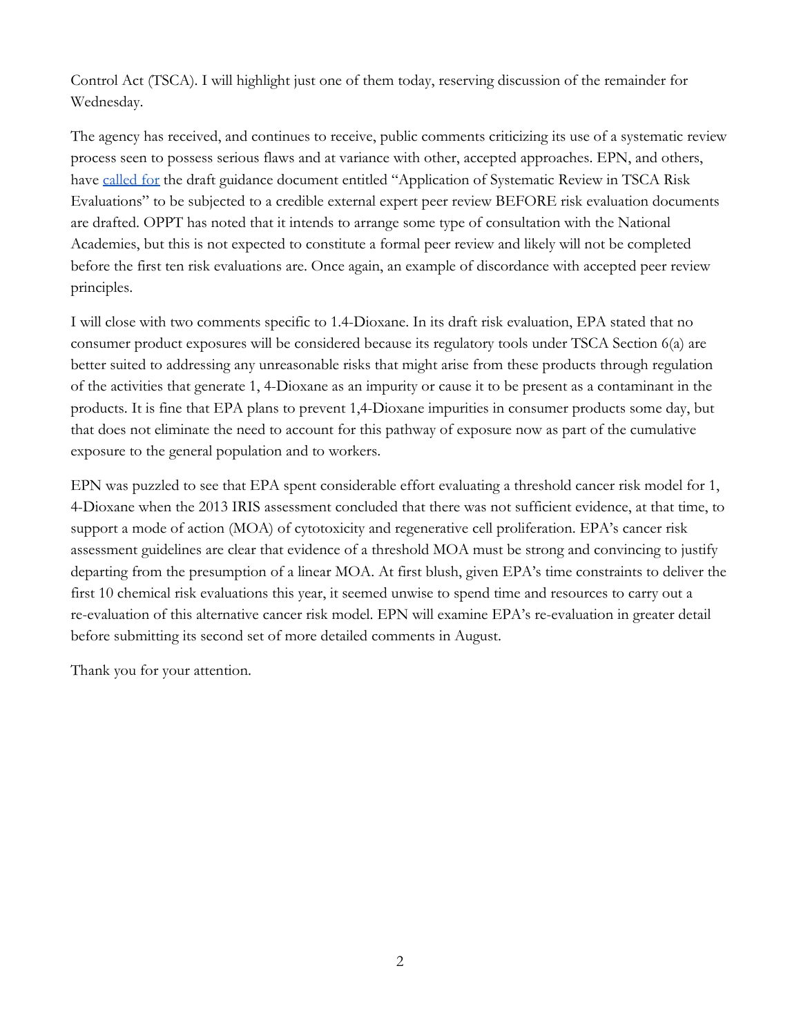Control Act (TSCA). I will highlight just one of them today, reserving discussion of the remainder for Wednesday.

The agency has received, and continues to receive, public comments criticizing its use of a systematic review process seen to possess serious flaws and at variance with other, accepted approaches. EPN, and others, have called for the draft guidance document entitled "Application of Systematic Review in TSCA Risk Evaluations" to be subjected to a credible external expert peer review BEFORE risk evaluation documents are drafted. OPPT has noted that it intends to arrange some type of consultation with the National Academies, but this is not expected to constitute a formal peer review and likely will not be completed before the first ten risk evaluations are. Once again, an example of discordance with accepted peer review principles.

I will close with two comments specific to 1.4-Dioxane. In its draft risk evaluation, EPA stated that no consumer product exposures will be considered because its regulatory tools under TSCA Section 6(a) are better suited to addressing any unreasonable risks that might arise from these products through regulation of the activities that generate 1, 4-Dioxane as an impurity or cause it to be present as a contaminant in the products. It is fine that EPA plans to prevent 1,4-Dioxane impurities in consumer products some day, but that does not eliminate the need to account for this pathway of exposure now as part of the cumulative exposure to the general population and to workers.

EPN was puzzled to see that EPA spent considerable effort evaluating a threshold cancer risk model for 1, 4-Dioxane when the 2013 IRIS assessment concluded that there was not sufficient evidence, at that time, to support a mode of action (MOA) of cytotoxicity and regenerative cell proliferation. EPA's cancer risk assessment guidelines are clear that evidence of a threshold MOA must be strong and convincing to justify departing from the presumption of a linear MOA. At first blush, given EPA's time constraints to deliver the first 10 chemical risk evaluations this year, it seemed unwise to spend time and resources to carry out a re-evaluation of this alternative cancer risk model. EPN will examine EPA's re-evaluation in greater detail before submitting its second set of more detailed comments in August.

Thank you for your attention.